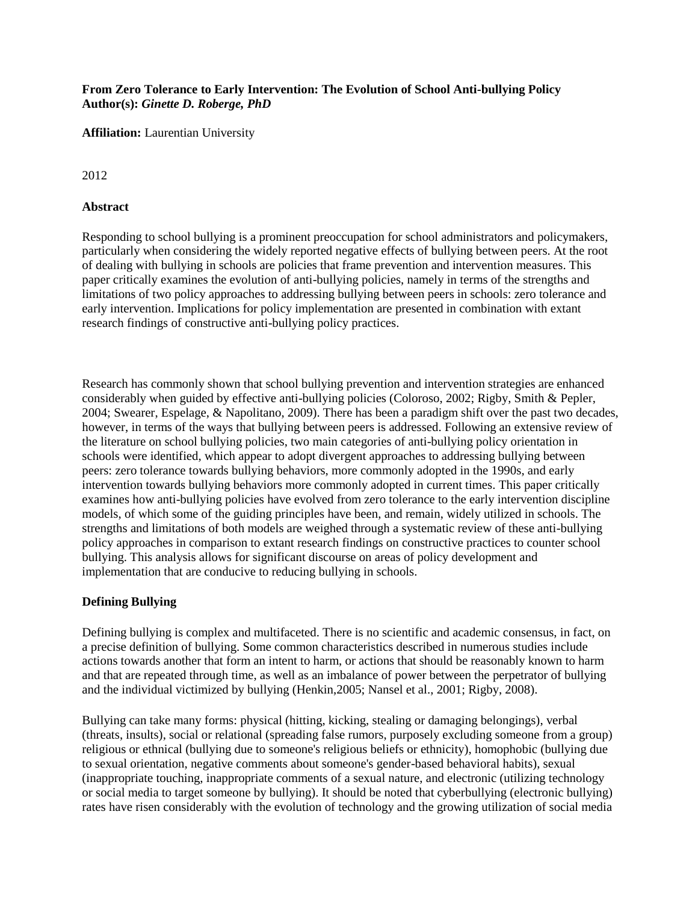**From Zero Tolerance to Early Intervention: The Evolution of School Anti-bullying Policy**
**Author(s):** ***Ginette D. Roberge, PhD***

**Affiliation:** Laurentian University

2012

**Abstract**

Responding to school bullying is a prominent preoccupation for school administrators and policymakers, particularly when considering the widely reported negative effects of bullying between peers. At the root of dealing with bullying in schools are policies that frame prevention and intervention measures. This paper critically examines the evolution of anti-bullying policies, namely in terms of the strengths and limitations of two policy approaches to addressing bullying between peers in schools: zero tolerance and early intervention. Implications for policy implementation are presented in combination with extant research findings of constructive anti-bullying policy practices.

Research has commonly shown that school bullying prevention and intervention strategies are enhanced considerably when guided by effective anti-bullying policies (Coloroso, 2002; Rigby, Smith & Pepler, 2004; Swearer, Espelage, & Napolitano, 2009). There has been a paradigm shift over the past two decades, however, in terms of the ways that bullying between peers is addressed. Following an extensive review of the literature on school bullying policies, two main categories of anti-bullying policy orientation in schools were identified, which appear to adopt divergent approaches to addressing bullying between peers: zero tolerance towards bullying behaviors, more commonly adopted in the 1990s, and early intervention towards bullying behaviors more commonly adopted in current times. This paper critically examines how anti-bullying policies have evolved from zero tolerance to the early intervention discipline models, of which some of the guiding principles have been, and remain, widely utilized in schools. The strengths and limitations of both models are weighed through a systematic review of these anti-bullying policy approaches in comparison to extant research findings on constructive practices to counter school bullying. This analysis allows for significant discourse on areas of policy development and implementation that are conducive to reducing bullying in schools.

**Defining Bullying**

Defining bullying is complex and multifaceted. There is no scientific and academic consensus, in fact, on a precise definition of bullying. Some common characteristics described in numerous studies include actions towards another that form an intent to harm, or actions that should be reasonably known to harm and that are repeated through time, as well as an imbalance of power between the perpetrator of bullying and the individual victimized by bullying (Henkin,2005; Nansel et al., 2001; Rigby, 2008).

Bullying can take many forms: physical (hitting, kicking, stealing or damaging belongings), verbal (threats, insults), social or relational (spreading false rumors, purposely excluding someone from a group) religious or ethnical (bullying due to someone's religious beliefs or ethnicity), homophobic (bullying due to sexual orientation, negative comments about someone's gender-based behavioral habits), sexual (inappropriate touching, inappropriate comments of a sexual nature, and electronic (utilizing technology or social media to target someone by bullying). It should be noted that cyberbullying (electronic bullying) rates have risen considerably with the evolution of technology and the growing utilization of social media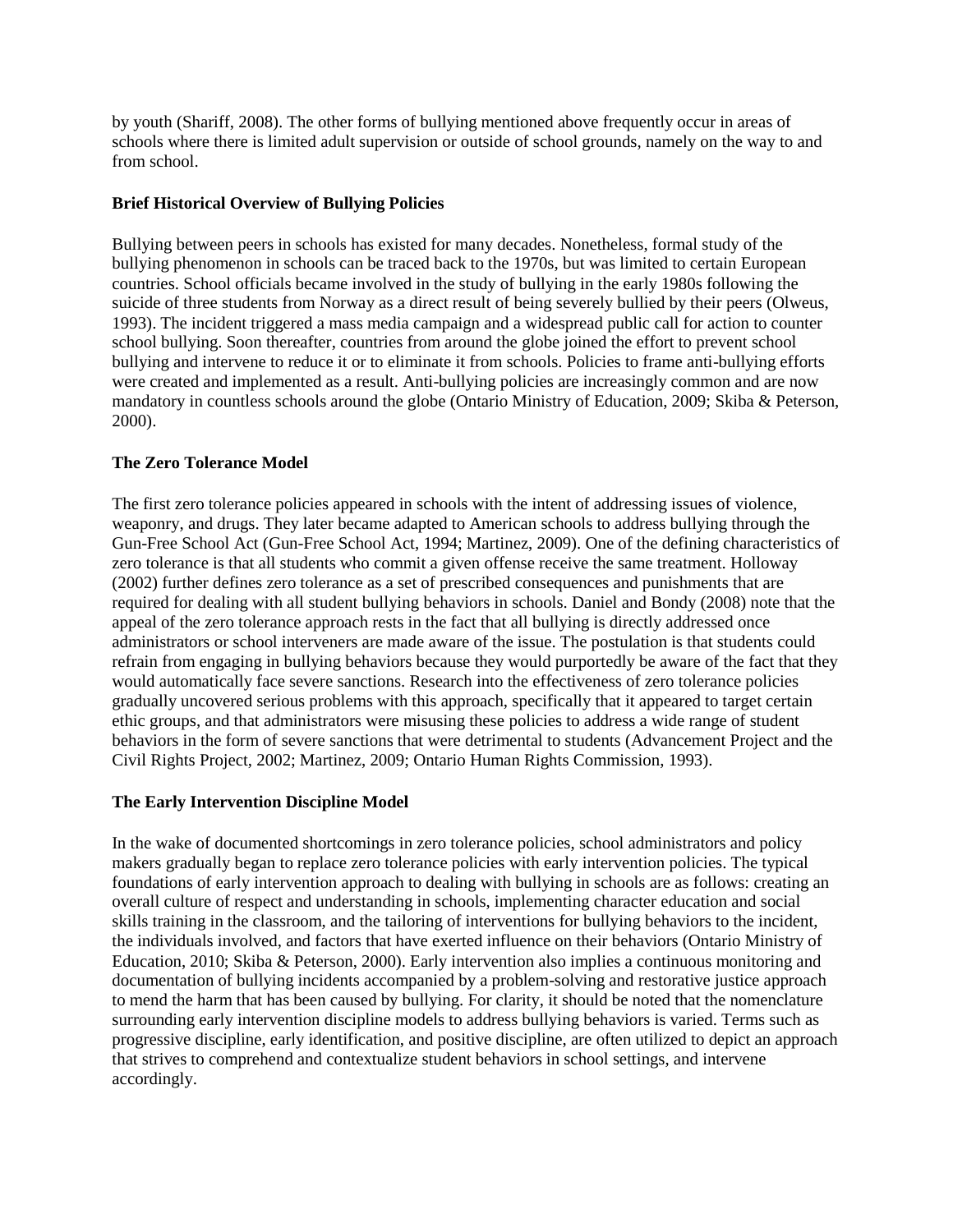by youth (Shariff, 2008). The other forms of bullying mentioned above frequently occur in areas of schools where there is limited adult supervision or outside of school grounds, namely on the way to and from school.

**Brief Historical Overview of Bullying Policies**

Bullying between peers in schools has existed for many decades. Nonetheless, formal study of the bullying phenomenon in schools can be traced back to the 1970s, but was limited to certain European countries. School officials became involved in the study of bullying in the early 1980s following the suicide of three students from Norway as a direct result of being severely bullied by their peers (Olweus, 1993). The incident triggered a mass media campaign and a widespread public call for action to counter school bullying. Soon thereafter, countries from around the globe joined the effort to prevent school bullying and intervene to reduce it or to eliminate it from schools. Policies to frame anti-bullying efforts were created and implemented as a result. Anti-bullying policies are increasingly common and are now mandatory in countless schools around the globe (Ontario Ministry of Education, 2009; Skiba & Peterson, 2000).

**The Zero Tolerance Model**

The first zero tolerance policies appeared in schools with the intent of addressing issues of violence, weaponry, and drugs. They later became adapted to American schools to address bullying through the Gun-Free School Act (Gun-Free School Act, 1994; Martinez, 2009). One of the defining characteristics of zero tolerance is that all students who commit a given offense receive the same treatment. Holloway (2002) further defines zero tolerance as a set of prescribed consequences and punishments that are required for dealing with all student bullying behaviors in schools. Daniel and Bondy (2008) note that the appeal of the zero tolerance approach rests in the fact that all bullying is directly addressed once administrators or school interveners are made aware of the issue. The postulation is that students could refrain from engaging in bullying behaviors because they would purportedly be aware of the fact that they would automatically face severe sanctions. Research into the effectiveness of zero tolerance policies gradually uncovered serious problems with this approach, specifically that it appeared to target certain ethic groups, and that administrators were misusing these policies to address a wide range of student behaviors in the form of severe sanctions that were detrimental to students (Advancement Project and the Civil Rights Project, 2002; Martinez, 2009; Ontario Human Rights Commission, 1993).

**The Early Intervention Discipline Model**

In the wake of documented shortcomings in zero tolerance policies, school administrators and policy makers gradually began to replace zero tolerance policies with early intervention policies. The typical foundations of early intervention approach to dealing with bullying in schools are as follows: creating an overall culture of respect and understanding in schools, implementing character education and social skills training in the classroom, and the tailoring of interventions for bullying behaviors to the incident, the individuals involved, and factors that have exerted influence on their behaviors (Ontario Ministry of Education, 2010; Skiba & Peterson, 2000). Early intervention also implies a continuous monitoring and documentation of bullying incidents accompanied by a problem-solving and restorative justice approach to mend the harm that has been caused by bullying. For clarity, it should be noted that the nomenclature surrounding early intervention discipline models to address bullying behaviors is varied. Terms such as progressive discipline, early identification, and positive discipline, are often utilized to depict an approach that strives to comprehend and contextualize student behaviors in school settings, and intervene accordingly.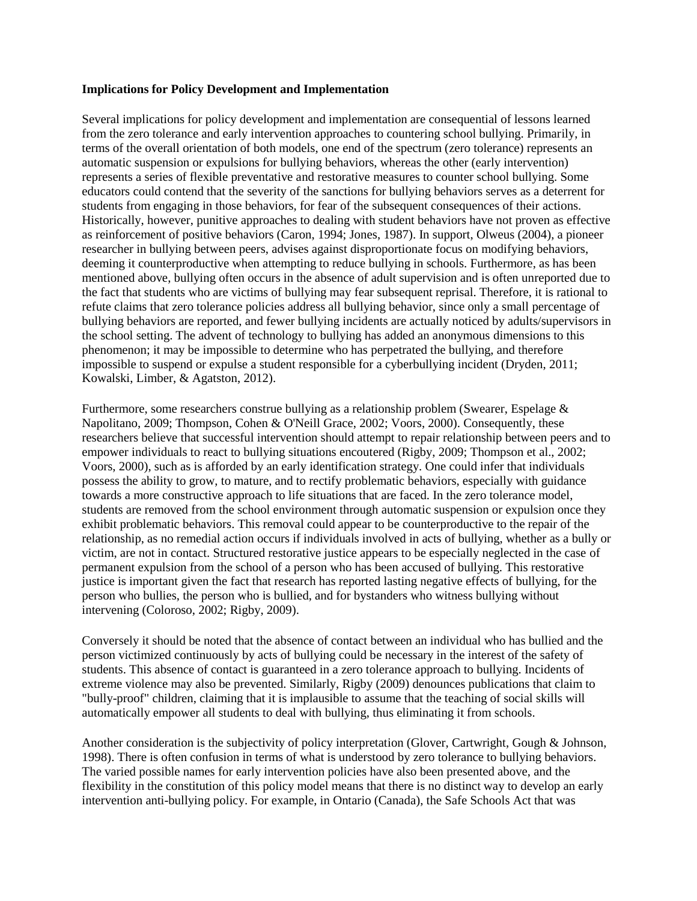**Implications for Policy Development and Implementation**

Several implications for policy development and implementation are consequential of lessons learned from the zero tolerance and early intervention approaches to countering school bullying. Primarily, in terms of the overall orientation of both models, one end of the spectrum (zero tolerance) represents an automatic suspension or expulsions for bullying behaviors, whereas the other (early intervention) represents a series of flexible preventative and restorative measures to counter school bullying. Some educators could contend that the severity of the sanctions for bullying behaviors serves as a deterrent for students from engaging in those behaviors, for fear of the subsequent consequences of their actions. Historically, however, punitive approaches to dealing with student behaviors have not proven as effective as reinforcement of positive behaviors (Caron, 1994; Jones, 1987). In support, Olweus (2004), a pioneer researcher in bullying between peers, advises against disproportionate focus on modifying behaviors, deeming it counterproductive when attempting to reduce bullying in schools. Furthermore, as has been mentioned above, bullying often occurs in the absence of adult supervision and is often unreported due to the fact that students who are victims of bullying may fear subsequent reprisal. Therefore, it is rational to refute claims that zero tolerance policies address all bullying behavior, since only a small percentage of bullying behaviors are reported, and fewer bullying incidents are actually noticed by adults/supervisors in the school setting. The advent of technology to bullying has added an anonymous dimensions to this phenomenon; it may be impossible to determine who has perpetrated the bullying, and therefore impossible to suspend or expulse a student responsible for a cyberbullying incident (Dryden, 2011; Kowalski, Limber, & Agatston, 2012).

Furthermore, some researchers construe bullying as a relationship problem (Swearer, Espelage & Napolitano, 2009; Thompson, Cohen & O'Neill Grace, 2002; Voors, 2000). Consequently, these researchers believe that successful intervention should attempt to repair relationship between peers and to empower individuals to react to bullying situations encoutered (Rigby, 2009; Thompson et al., 2002; Voors, 2000), such as is afforded by an early identification strategy. One could infer that individuals possess the ability to grow, to mature, and to rectify problematic behaviors, especially with guidance towards a more constructive approach to life situations that are faced. In the zero tolerance model, students are removed from the school environment through automatic suspension or expulsion once they exhibit problematic behaviors. This removal could appear to be counterproductive to the repair of the relationship, as no remedial action occurs if individuals involved in acts of bullying, whether as a bully or victim, are not in contact. Structured restorative justice appears to be especially neglected in the case of permanent expulsion from the school of a person who has been accused of bullying. This restorative justice is important given the fact that research has reported lasting negative effects of bullying, for the person who bullies, the person who is bullied, and for bystanders who witness bullying without intervening (Coloroso, 2002; Rigby, 2009).

Conversely it should be noted that the absence of contact between an individual who has bullied and the person victimized continuously by acts of bullying could be necessary in the interest of the safety of students. This absence of contact is guaranteed in a zero tolerance approach to bullying. Incidents of extreme violence may also be prevented. Similarly, Rigby (2009) denounces publications that claim to "bully-proof" children, claiming that it is implausible to assume that the teaching of social skills will automatically empower all students to deal with bullying, thus eliminating it from schools.

Another consideration is the subjectivity of policy interpretation (Glover, Cartwright, Gough & Johnson, 1998). There is often confusion in terms of what is understood by zero tolerance to bullying behaviors. The varied possible names for early intervention policies have also been presented above, and the flexibility in the constitution of this policy model means that there is no distinct way to develop an early intervention anti-bullying policy. For example, in Ontario (Canada), the Safe Schools Act that was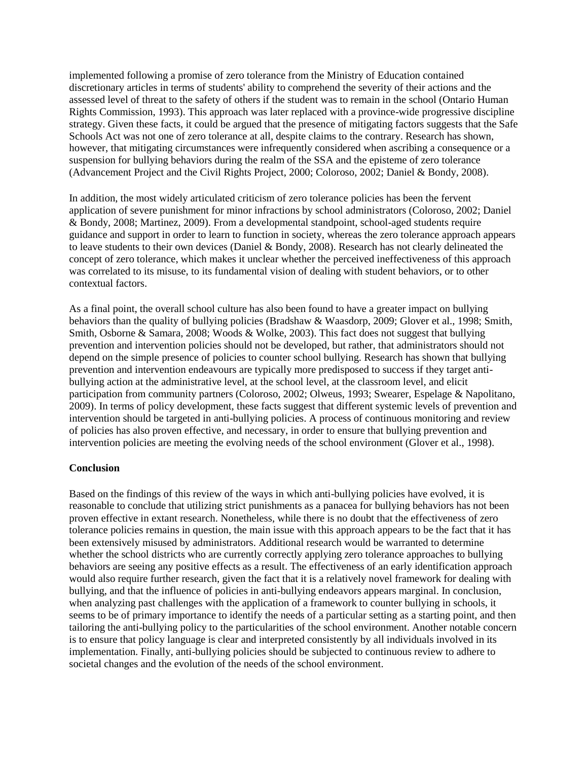implemented following a promise of zero tolerance from the Ministry of Education contained discretionary articles in terms of students' ability to comprehend the severity of their actions and the assessed level of threat to the safety of others if the student was to remain in the school (Ontario Human Rights Commission, 1993). This approach was later replaced with a province-wide progressive discipline strategy. Given these facts, it could be argued that the presence of mitigating factors suggests that the Safe Schools Act was not one of zero tolerance at all, despite claims to the contrary. Research has shown, however, that mitigating circumstances were infrequently considered when ascribing a consequence or a suspension for bullying behaviors during the realm of the SSA and the episteme of zero tolerance (Advancement Project and the Civil Rights Project, 2000; Coloroso, 2002; Daniel & Bondy, 2008).

In addition, the most widely articulated criticism of zero tolerance policies has been the fervent application of severe punishment for minor infractions by school administrators (Coloroso, 2002; Daniel & Bondy, 2008; Martinez, 2009). From a developmental standpoint, school-aged students require guidance and support in order to learn to function in society, whereas the zero tolerance approach appears to leave students to their own devices (Daniel & Bondy, 2008). Research has not clearly delineated the concept of zero tolerance, which makes it unclear whether the perceived ineffectiveness of this approach was correlated to its misuse, to its fundamental vision of dealing with student behaviors, or to other contextual factors.

As a final point, the overall school culture has also been found to have a greater impact on bullying behaviors than the quality of bullying policies (Bradshaw & Waasdorp, 2009; Glover et al., 1998; Smith, Smith, Osborne & Samara, 2008; Woods & Wolke, 2003). This fact does not suggest that bullying prevention and intervention policies should not be developed, but rather, that administrators should not depend on the simple presence of policies to counter school bullying. Research has shown that bullying prevention and intervention endeavours are typically more predisposed to success if they target anti-bullying action at the administrative level, at the school level, at the classroom level, and elicit participation from community partners (Coloroso, 2002; Olweus, 1993; Swearer, Espelage & Napolitano, 2009). In terms of policy development, these facts suggest that different systemic levels of prevention and intervention should be targeted in anti-bullying policies. A process of continuous monitoring and review of policies has also proven effective, and necessary, in order to ensure that bullying prevention and intervention policies are meeting the evolving needs of the school environment (Glover et al., 1998).

**Conclusion**

Based on the findings of this review of the ways in which anti-bullying policies have evolved, it is reasonable to conclude that utilizing strict punishments as a panacea for bullying behaviors has not been proven effective in extant research. Nonetheless, while there is no doubt that the effectiveness of zero tolerance policies remains in question, the main issue with this approach appears to be the fact that it has been extensively misused by administrators. Additional research would be warranted to determine whether the school districts who are currently correctly applying zero tolerance approaches to bullying behaviors are seeing any positive effects as a result. The effectiveness of an early identification approach would also require further research, given the fact that it is a relatively novel framework for dealing with bullying, and that the influence of policies in anti-bullying endeavors appears marginal. In conclusion, when analyzing past challenges with the application of a framework to counter bullying in schools, it seems to be of primary importance to identify the needs of a particular setting as a starting point, and then tailoring the anti-bullying policy to the particularities of the school environment. Another notable concern is to ensure that policy language is clear and interpreted consistently by all individuals involved in its implementation. Finally, anti-bullying policies should be subjected to continuous review to adhere to societal changes and the evolution of the needs of the school environment.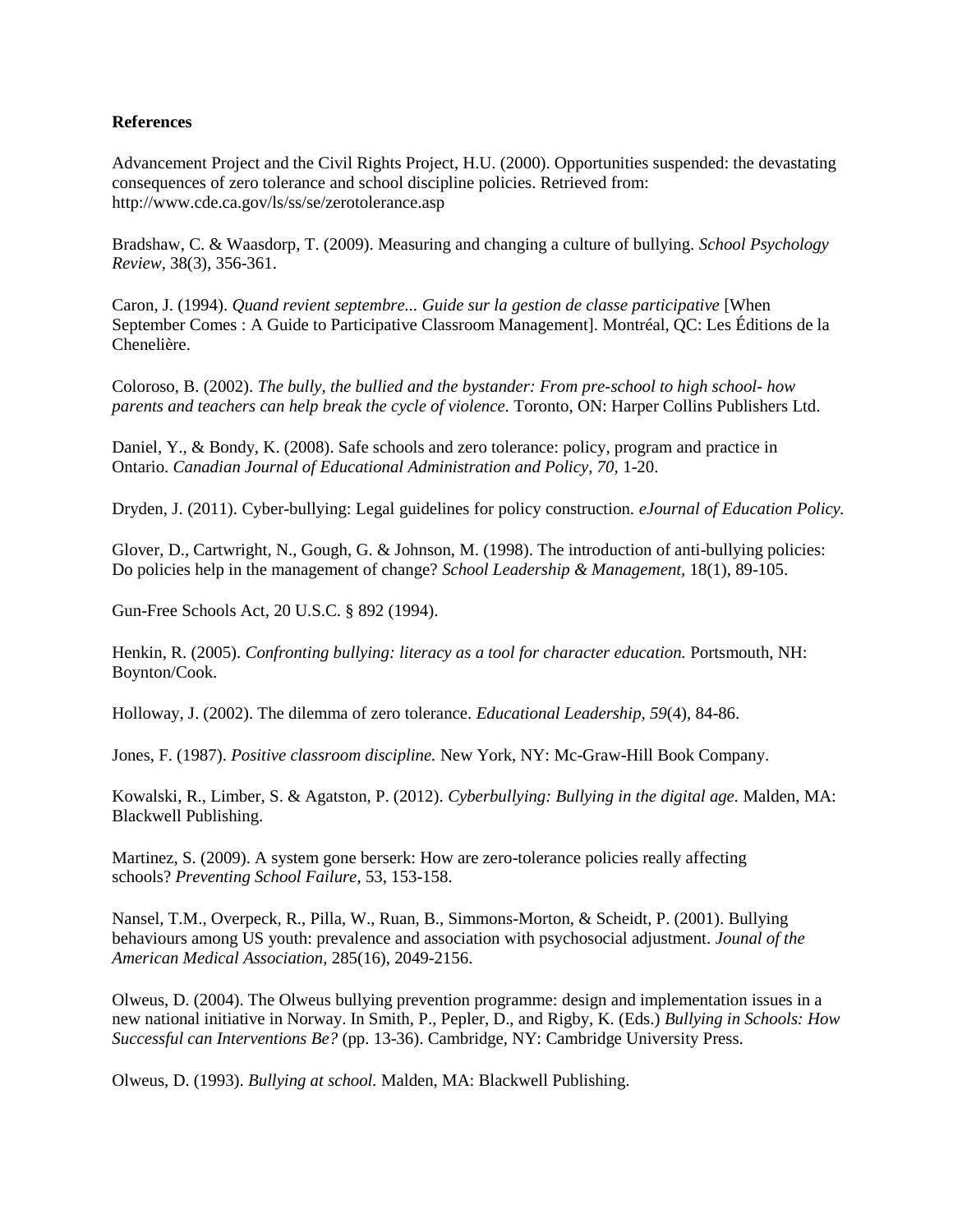**References**

Advancement Project and the Civil Rights Project, H.U. (2000). Opportunities suspended: the devastating consequences of zero tolerance and school discipline policies. Retrieved from: http://www.cde.ca.gov/ls/ss/se/zerotolerance.asp

Bradshaw, C. & Waasdorp, T. (2009). Measuring and changing a culture of bullying. *School Psychology Review*, 38(3), 356-361.

Caron, J. (1994). *Quand revient septembre... Guide sur la gestion de classe participative* [When September Comes : A Guide to Participative Classroom Management]. Montréal, QC: Les Éditions de la Chenelière.

Coloroso, B. (2002). *The bully, the bullied and the bystander: From pre-school to high school- how parents and teachers can help break the cycle of violence.* Toronto, ON: Harper Collins Publishers Ltd.

Daniel, Y., & Bondy, K. (2008). Safe schools and zero tolerance: policy, program and practice in Ontario. *Canadian Journal of Educational Administration and Policy, 70,* 1-20.

Dryden, J. (2011). Cyber-bullying: Legal guidelines for policy construction. *eJournal of Education Policy.*

Glover, D., Cartwright, N., Gough, G. & Johnson, M. (1998). The introduction of anti-bullying policies: Do policies help in the management of change? *School Leadership & Management,* 18(1), 89-105.

Gun-Free Schools Act, 20 U.S.C. § 892 (1994).

Henkin, R. (2005). *Confronting bullying: literacy as a tool for character education.* Portsmouth, NH: Boynton/Cook.

Holloway, J. (2002). The dilemma of zero tolerance. *Educational Leadership, 59*(4), 84-86.

Jones, F. (1987). *Positive classroom discipline.* New York, NY: Mc-Graw-Hill Book Company.

Kowalski, R., Limber, S. & Agatston, P. (2012). *Cyberbullying: Bullying in the digital age.* Malden, MA: Blackwell Publishing.

Martinez, S. (2009). A system gone berserk: How are zero-tolerance policies really affecting schools? *Preventing School Failure*, 53, 153-158.

Nansel, T.M., Overpeck, R., Pilla, W., Ruan, B., Simmons-Morton, & Scheidt, P. (2001). Bullying behaviours among US youth: prevalence and association with psychosocial adjustment. *Jounal of the American Medical Association,* 285(16), 2049-2156.

Olweus, D. (2004). The Olweus bullying prevention programme: design and implementation issues in a new national initiative in Norway. In Smith, P., Pepler, D., and Rigby, K. (Eds.) *Bullying in Schools: How Successful can Interventions Be?* (pp. 13-36). Cambridge, NY: Cambridge University Press.

Olweus, D. (1993). *Bullying at school.* Malden, MA: Blackwell Publishing.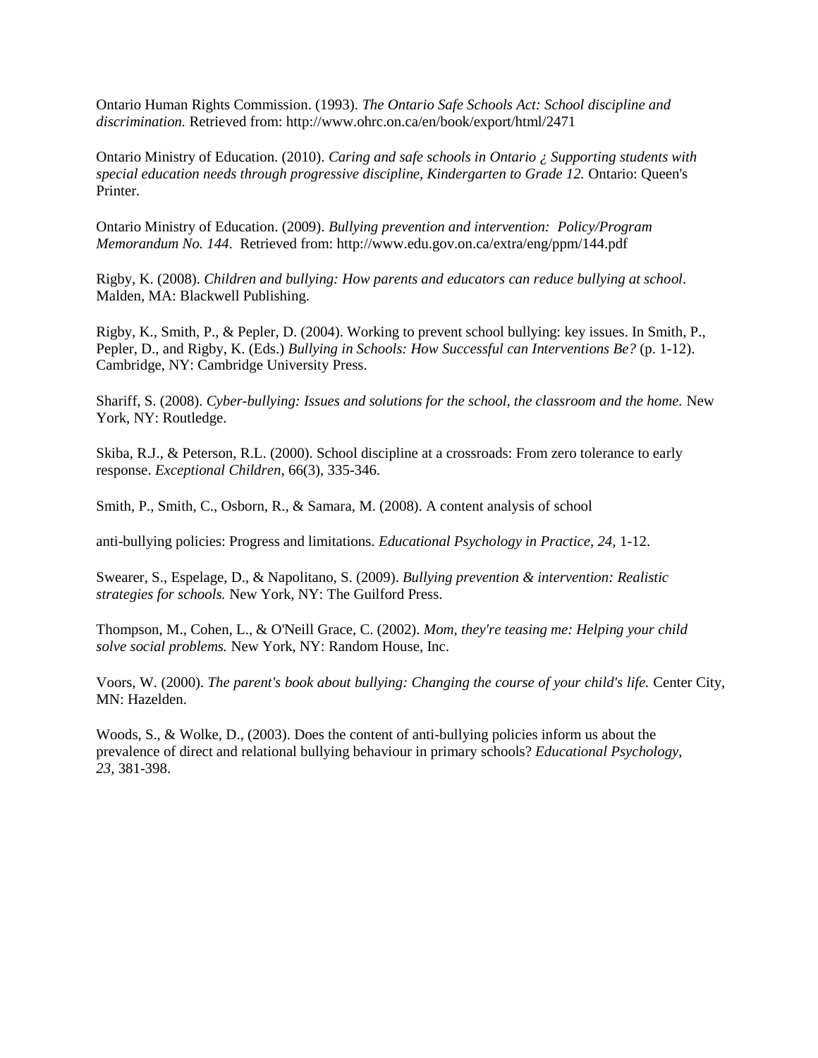Ontario Human Rights Commission. (1993). *The Ontario Safe Schools Act: School discipline and discrimination.* Retrieved from: http://www.ohrc.on.ca/en/book/export/html/2471

Ontario Ministry of Education. (2010). *Caring and safe schools in Ontario ¿ Supporting students with special education needs through progressive discipline, Kindergarten to Grade 12.* Ontario: Queen's Printer.

Ontario Ministry of Education. (2009). *Bullying prevention and intervention: Policy/Program Memorandum No. 144.* Retrieved from: http://www.edu.gov.on.ca/extra/eng/ppm/144.pdf

Rigby, K. (2008). *Children and bullying: How parents and educators can reduce bullying at school*. Malden, MA: Blackwell Publishing.

Rigby, K., Smith, P., & Pepler, D. (2004). Working to prevent school bullying: key issues. In Smith, P., Pepler, D., and Rigby, K. (Eds.) *Bullying in Schools: How Successful can Interventions Be?* (p. 1-12). Cambridge, NY: Cambridge University Press.

Shariff, S. (2008). *Cyber-bullying: Issues and solutions for the school, the classroom and the home.* New York, NY: Routledge.

Skiba, R.J., & Peterson, R.L. (2000). School discipline at a crossroads: From zero tolerance to early response. *Exceptional Children,* 66(3), 335-346.

Smith, P., Smith, C., Osborn, R., & Samara, M. (2008). A content analysis of school

anti-bullying policies: Progress and limitations. *Educational Psychology in Practice, 24,* 1-12.

Swearer, S., Espelage, D., & Napolitano, S. (2009). *Bullying prevention & intervention: Realistic strategies for schools.* New York, NY: The Guilford Press.

Thompson, M., Cohen, L., & O'Neill Grace, C. (2002). *Mom, they're teasing me: Helping your child solve social problems.* New York, NY: Random House, Inc.

Voors, W. (2000). *The parent's book about bullying: Changing the course of your child's life.* Center City, MN: Hazelden.

Woods, S., & Wolke, D., (2003). Does the content of anti-bullying policies inform us about the prevalence of direct and relational bullying behaviour in primary schools? *Educational Psychology, 23,* 381-398.